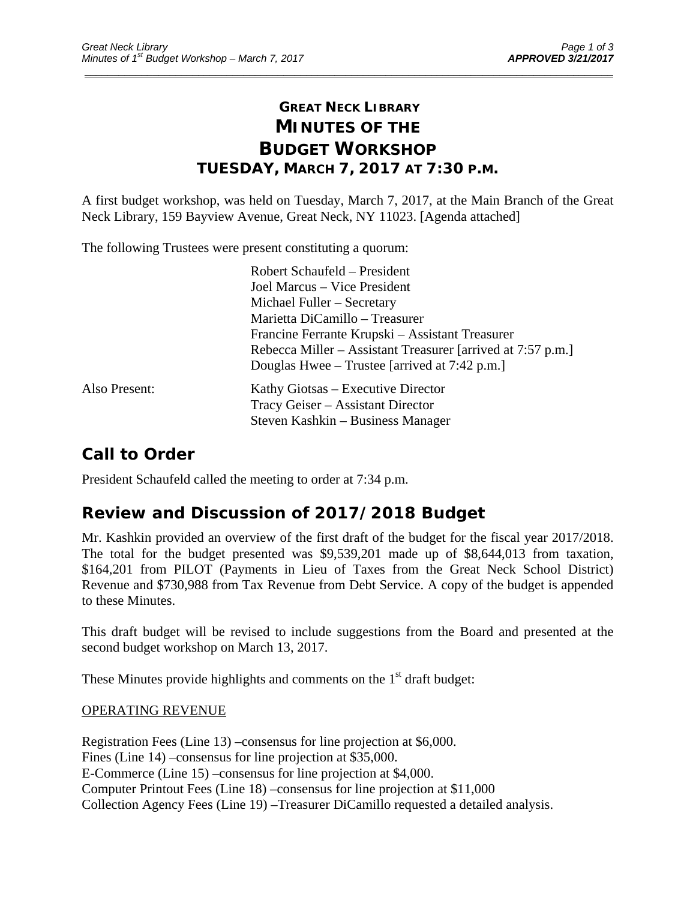# GREAT NECK LIBRARY
# MINUTES OF THE BUDGET WORKSHOP
## TUESDAY, MARCH 7, 2017 AT 7:30 P.M.

A first budget workshop, was held on Tuesday, March 7, 2017, at the Main Branch of the Great Neck Library, 159 Bayview Avenue, Great Neck, NY 11023. [Agenda attached]

The following Trustees were present constituting a quorum:

Robert Schaufeld – President
Joel Marcus – Vice President
Michael Fuller – Secretary
Marietta DiCamillo – Treasurer
Francine Ferrante Krupski – Assistant Treasurer
Rebecca Miller – Assistant Treasurer [arrived at 7:57 p.m.]
Douglas Hwee – Trustee [arrived at 7:42 p.m.]

Also Present:

Kathy Giotsas – Executive Director
Tracy Geiser – Assistant Director
Steven Kashkin – Business Manager

## Call to Order

President Schaufeld called the meeting to order at 7:34 p.m.

## Review and Discussion of 2017/2018 Budget

Mr. Kashkin provided an overview of the first draft of the budget for the fiscal year 2017/2018. The total for the budget presented was $9,539,201 made up of $8,644,013 from taxation, $164,201 from PILOT (Payments in Lieu of Taxes from the Great Neck School District) Revenue and $730,988 from Tax Revenue from Debt Service. A copy of the budget is appended to these Minutes.

This draft budget will be revised to include suggestions from the Board and presented at the second budget workshop on March 13, 2017.

These Minutes provide highlights and comments on the 1st draft budget:

OPERATING REVENUE

Registration Fees (Line 13) –consensus for line projection at $6,000.
Fines (Line 14) –consensus for line projection at $35,000.
E-Commerce (Line 15) –consensus for line projection at $4,000.
Computer Printout Fees (Line 18) –consensus for line projection at $11,000
Collection Agency Fees (Line 19) –Treasurer DiCamillo requested a detailed analysis.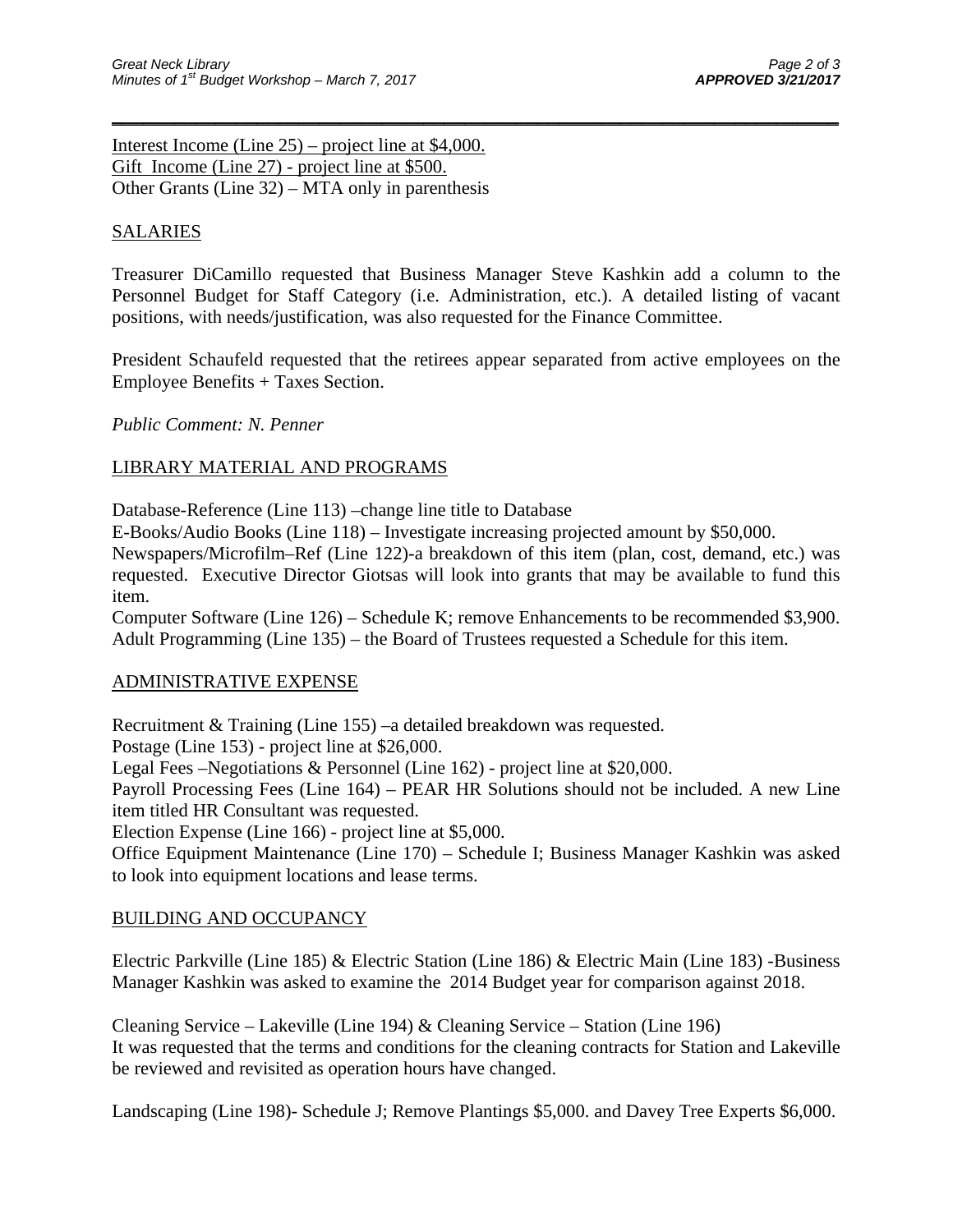Interest Income (Line 25) – project line at $4,000.
Gift Income (Line 27) - project line at $500.
Other Grants (Line 32) – MTA only in parenthesis

## SALARIES

Treasurer DiCamillo requested that Business Manager Steve Kashkin add a column to the Personnel Budget for Staff Category (i.e. Administration, etc.). A detailed listing of vacant positions, with needs/justification, was also requested for the Finance Committee.

President Schaufeld requested that the retirees appear separated from active employees on the Employee Benefits + Taxes Section.

*Public Comment: N. Penner*

## LIBRARY MATERIAL AND PROGRAMS

Database-Reference (Line 113) –change line title to Database
E-Books/Audio Books (Line 118) – Investigate increasing projected amount by $50,000.
Newspapers/Microfilm–Ref (Line 122)-a breakdown of this item (plan, cost, demand, etc.) was requested. Executive Director Giotsas will look into grants that may be available to fund this item.
Computer Software (Line 126) – Schedule K; remove Enhancements to be recommended $3,900.
Adult Programming (Line 135) – the Board of Trustees requested a Schedule for this item.

## ADMINISTRATIVE EXPENSE

Recruitment & Training (Line 155) –a detailed breakdown was requested.
Postage (Line 153) - project line at $26,000.
Legal Fees –Negotiations & Personnel (Line 162) - project line at $20,000.
Payroll Processing Fees (Line 164) – PEAR HR Solutions should not be included. A new Line item titled HR Consultant was requested.
Election Expense (Line 166) - project line at $5,000.
Office Equipment Maintenance (Line 170) – Schedule I; Business Manager Kashkin was asked to look into equipment locations and lease terms.

## BUILDING AND OCCUPANCY

Electric Parkville (Line 185) & Electric Station (Line 186) & Electric Main (Line 183) -Business Manager Kashkin was asked to examine the 2014 Budget year for comparison against 2018.

Cleaning Service – Lakeville (Line 194) & Cleaning Service – Station (Line 196)
It was requested that the terms and conditions for the cleaning contracts for Station and Lakeville be reviewed and revisited as operation hours have changed.

Landscaping (Line 198)- Schedule J; Remove Plantings $5,000. and Davey Tree Experts $6,000.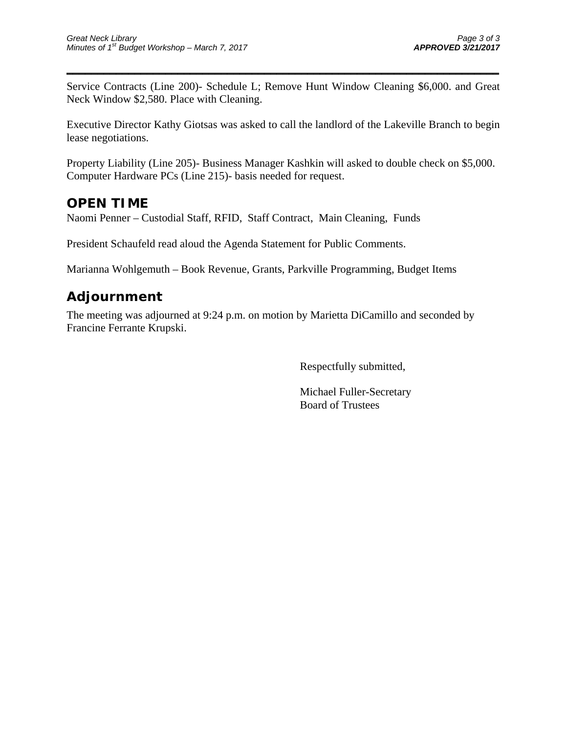Service Contracts (Line 200)- Schedule L; Remove Hunt Window Cleaning $6,000. and Great Neck Window $2,580. Place with Cleaning.

Executive Director Kathy Giotsas was asked to call the landlord of the Lakeville Branch to begin lease negotiations.

Property Liability (Line 205)- Business Manager Kashkin will asked to double check on $5,000.
Computer Hardware PCs (Line 215)- basis needed for request.

## OPEN TIME

Naomi Penner – Custodial Staff, RFID, Staff Contract, Main Cleaning, Funds

President Schaufeld read aloud the Agenda Statement for Public Comments.

Marianna Wohlgemuth – Book Revenue, Grants, Parkville Programming, Budget Items

## Adjournment

The meeting was adjourned at 9:24 p.m. on motion by Marietta DiCamillo and seconded by Francine Ferrante Krupski.

Respectfully submitted,

Michael Fuller-Secretary
Board of Trustees